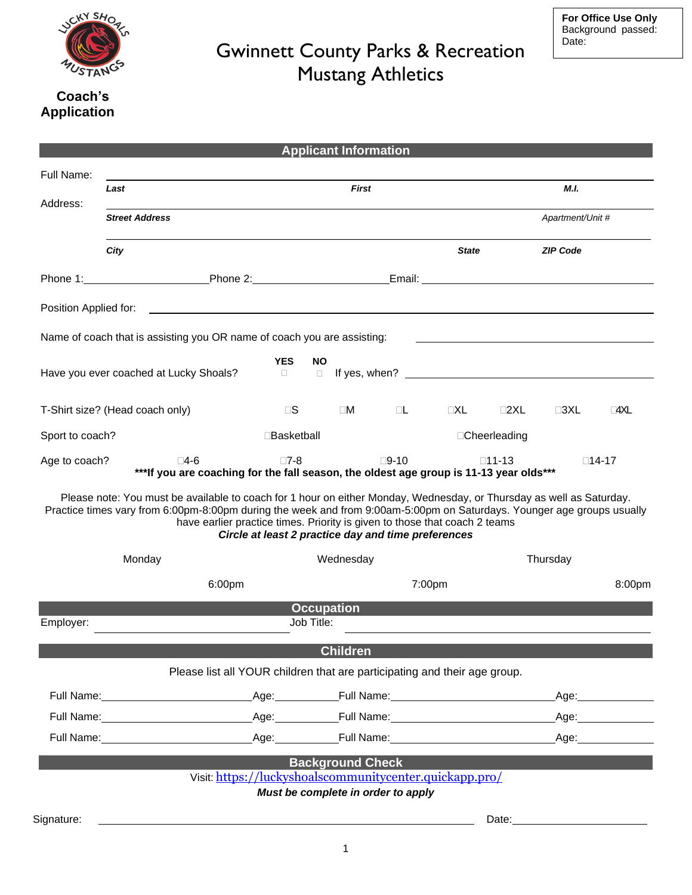**For Office Use Only**
Background passed:
Date:

# Gwinnett County Parks & Recreation
# Mustang Athletics

**Coach's Application**

## Applicant Information

Full Name: ______________________________________________

***Last*** ***First*** ***M.I.***

Address: ______________________________________________

***Street Address*** *Apartment/Unit #*

______________________________________________

***City*** ***State*** ***ZIP Code***

Phone 1: ____________________ Phone 2: ____________________ Email: ____________________

Position Applied for: ______________________________________________

Name of coach that is assisting you OR name of coach you are assisting: ____________________

Have you ever coached at Lucky Shoals? **YES** ☐ **NO** ☐ If yes, when? ____________________

T-Shirt size? (Head coach only) ☐S ☐M ☐L ☐XL ☐2XL ☐3XL ☐4XL

Sport to coach? ☐Basketball ☐Cheerleading

Age to coach? ☐4-6 ☐7-8 ☐9-10 ☐11-13 ☐14-17

**\*\*\*If you are coaching for the fall season, the oldest age group is 11-13 year olds\*\*\***

Please note: You must be available to coach for 1 hour on either Monday, Wednesday, or Thursday as well as Saturday. Practice times vary from 6:00pm-8:00pm during the week and from 9:00am-5:00pm on Saturdays. Younger age groups usually have earlier practice times. Priority is given to those that coach 2 teams

***Circle at least 2 practice day and time preferences***

Monday Wednesday Thursday

6:00pm 7:00pm 8:00pm

## Occupation

Employer: ____________________ Job Title: ____________________

## Children

Please list all YOUR children that are participating and their age group.

Full Name: ____________________ Age: ________ Full Name: ____________________ Age: ________

Full Name: ____________________ Age: ________ Full Name: ____________________ Age: ________

Full Name: ____________________ Age: ________ Full Name: ____________________ Age: ________

## Background Check

Visit: https://luckyshoalscommunitycenter.quickapp.pro/

***Must be complete in order to apply***

Signature: ______________________________________________ Date: ____________________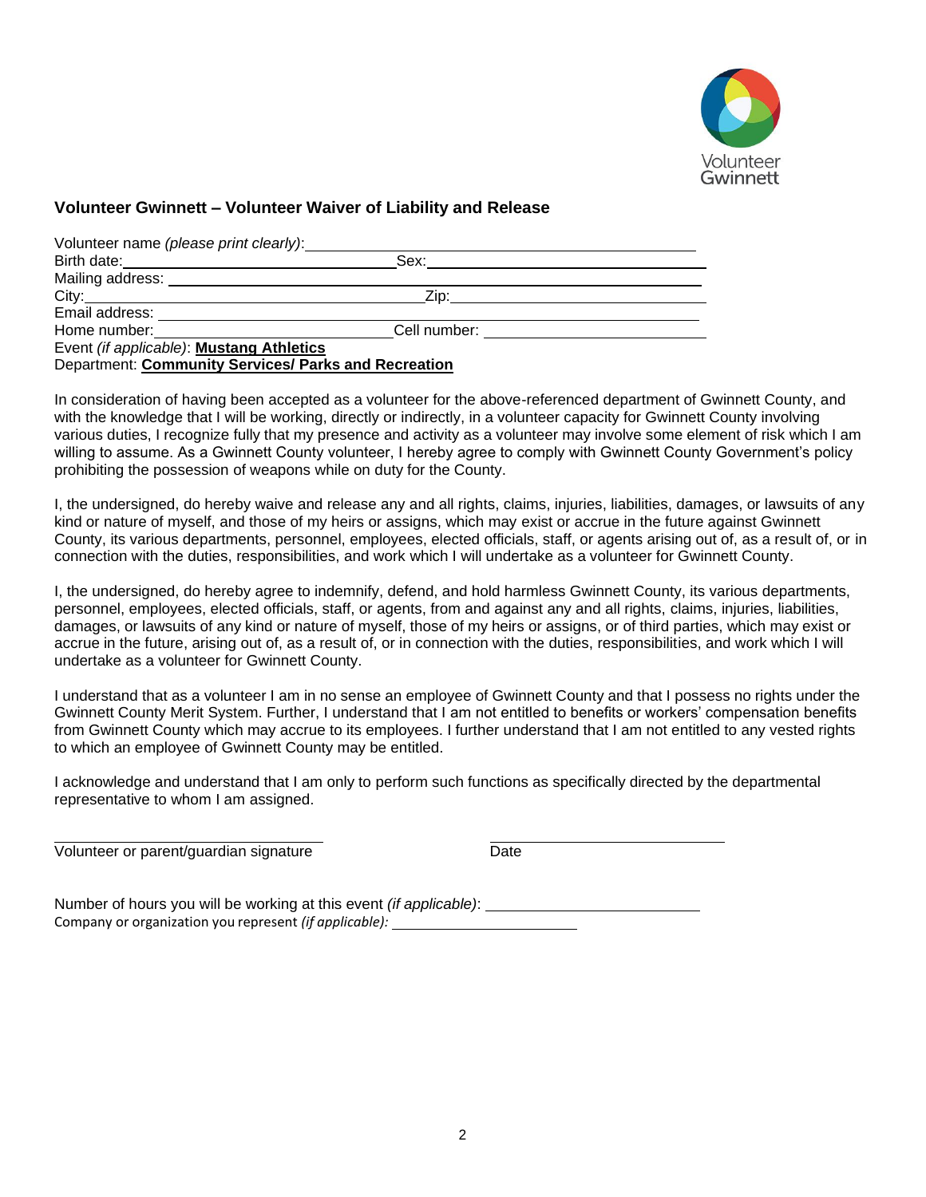Volunteer Gwinnett

### Volunteer Gwinnett – Volunteer Waiver of Liability and Release

Volunteer name *(please print clearly)*: ______________________________

Birth date: ____________________ Sex: ____________________

Mailing address: ______________________________

City: ____________________ Zip: ____________________

Email address: ______________________________

Home number: ____________________ Cell number: ____________________

Event *(if applicable)*: **Mustang Athletics**

Department: **Community Services/ Parks and Recreation**

In consideration of having been accepted as a volunteer for the above-referenced department of Gwinnett County, and with the knowledge that I will be working, directly or indirectly, in a volunteer capacity for Gwinnett County involving various duties, I recognize fully that my presence and activity as a volunteer may involve some element of risk which I am willing to assume. As a Gwinnett County volunteer, I hereby agree to comply with Gwinnett County Government's policy prohibiting the possession of weapons while on duty for the County.

I, the undersigned, do hereby waive and release any and all rights, claims, injuries, liabilities, damages, or lawsuits of any kind or nature of myself, and those of my heirs or assigns, which may exist or accrue in the future against Gwinnett County, its various departments, personnel, employees, elected officials, staff, or agents arising out of, as a result of, or in connection with the duties, responsibilities, and work which I will undertake as a volunteer for Gwinnett County.

I, the undersigned, do hereby agree to indemnify, defend, and hold harmless Gwinnett County, its various departments, personnel, employees, elected officials, staff, or agents, from and against any and all rights, claims, injuries, liabilities, damages, or lawsuits of any kind or nature of myself, those of my heirs or assigns, or of third parties, which may exist or accrue in the future, arising out of, as a result of, or in connection with the duties, responsibilities, and work which I will undertake as a volunteer for Gwinnett County.

I understand that as a volunteer I am in no sense an employee of Gwinnett County and that I possess no rights under the Gwinnett County Merit System. Further, I understand that I am not entitled to benefits or workers' compensation benefits from Gwinnett County which may accrue to its employees. I further understand that I am not entitled to any vested rights to which an employee of Gwinnett County may be entitled.

I acknowledge and understand that I am only to perform such functions as specifically directed by the departmental representative to whom I am assigned.

______________________________ ______________________________

Volunteer or parent/guardian signature Date

Number of hours you will be working at this event *(if applicable)*: ____________________

Company or organization you represent *(if applicable):* ____________________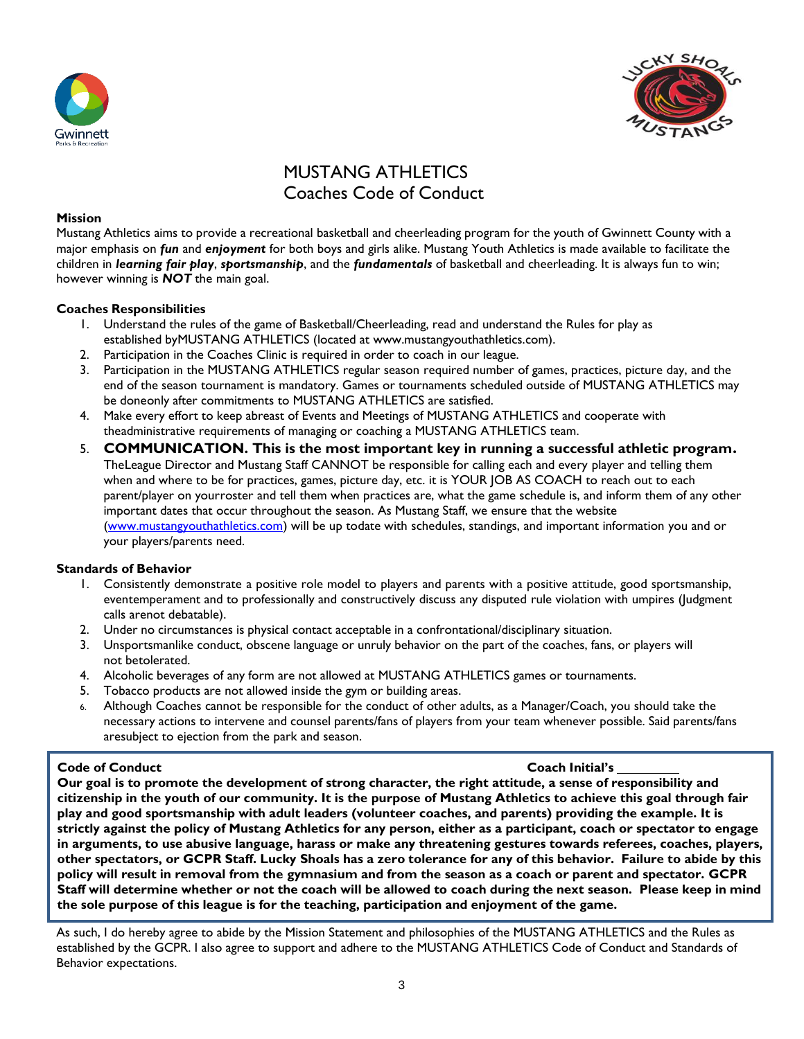# MUSTANG ATHLETICS
## Coaches Code of Conduct

**Mission**

Mustang Athletics aims to provide a recreational basketball and cheerleading program for the youth of Gwinnett County with a major emphasis on ***fun*** and ***enjoyment*** for both boys and girls alike. Mustang Youth Athletics is made available to facilitate the children in ***learning fair play***, ***sportsmanship***, and the ***fundamentals*** of basketball and cheerleading. It is always fun to win; however winning is ***NOT*** the main goal.

**Coaches Responsibilities**

1. Understand the rules of the game of Basketball/Cheerleading, read and understand the Rules for play as established byMUSTANG ATHLETICS (located at www.mustangyouthathletics.com).
2. Participation in the Coaches Clinic is required in order to coach in our league.
3. Participation in the MUSTANG ATHLETICS regular season required number of games, practices, picture day, and the end of the season tournament is mandatory. Games or tournaments scheduled outside of MUSTANG ATHLETICS may be doneonly after commitments to MUSTANG ATHLETICS are satisfied.
4. Make every effort to keep abreast of Events and Meetings of MUSTANG ATHLETICS and cooperate with theadministrative requirements of managing or coaching a MUSTANG ATHLETICS team.
5. **COMMUNICATION. This is the most important key in running a successful athletic program.** TheLeague Director and Mustang Staff CANNOT be responsible for calling each and every player and telling them when and where to be for practices, games, picture day, etc. it is YOUR JOB AS COACH to reach out to each parent/player on yourroster and tell them when practices are, what the game schedule is, and inform them of any other important dates that occur throughout the season. As Mustang Staff, we ensure that the website (www.mustangyouthathletics.com) will be up todate with schedules, standings, and important information you and or your players/parents need.

**Standards of Behavior**

1. Consistently demonstrate a positive role model to players and parents with a positive attitude, good sportsmanship, eventemperament and to professionally and constructively discuss any disputed rule violation with umpires (Judgment calls arenot debatable).
2. Under no circumstances is physical contact acceptable in a confrontational/disciplinary situation.
3. Unsportsmanlike conduct, obscene language or unruly behavior on the part of the coaches, fans, or players will not betolerated.
4. Alcoholic beverages of any form are not allowed at MUSTANG ATHLETICS games or tournaments.
5. Tobacco products are not allowed inside the gym or building areas.
6. Although Coaches cannot be responsible for the conduct of other adults, as a Manager/Coach, you should take the necessary actions to intervene and counsel parents/fans of players from your team whenever possible. Said parents/fans aresubject to ejection from the park and season.

**Code of Conduct** **Coach Initial's \_\_\_\_\_\_\_\_\_**

**Our goal is to promote the development of strong character, the right attitude, a sense of responsibility and citizenship in the youth of our community. It is the purpose of Mustang Athletics to achieve this goal through fair play and good sportsmanship with adult leaders (volunteer coaches, and parents) providing the example. It is strictly against the policy of Mustang Athletics for any person, either as a participant, coach or spectator to engage in arguments, to use abusive language, harass or make any threatening gestures towards referees, coaches, players, other spectators, or GCPR Staff. Lucky Shoals has a zero tolerance for any of this behavior. Failure to abide by this policy will result in removal from the gymnasium and from the season as a coach or parent and spectator. GCPR Staff will determine whether or not the coach will be allowed to coach during the next season. Please keep in mind the sole purpose of this league is for the teaching, participation and enjoyment of the game.**

As such, I do hereby agree to abide by the Mission Statement and philosophies of the MUSTANG ATHLETICS and the Rules as established by the GCPR. I also agree to support and adhere to the MUSTANG ATHLETICS Code of Conduct and Standards of Behavior expectations.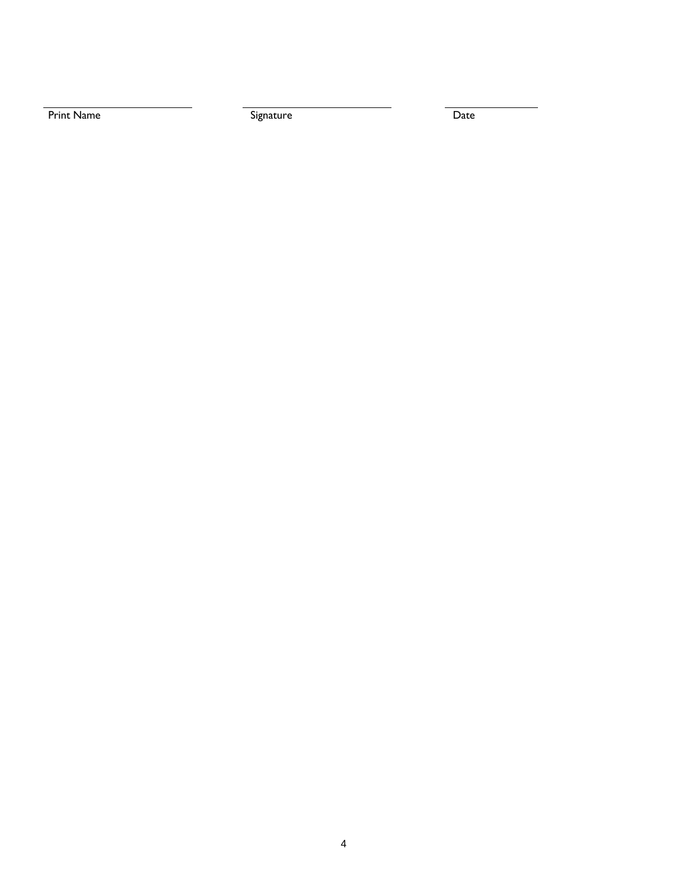| | | |
|---|---|---|
| Print Name | Signature | Date |